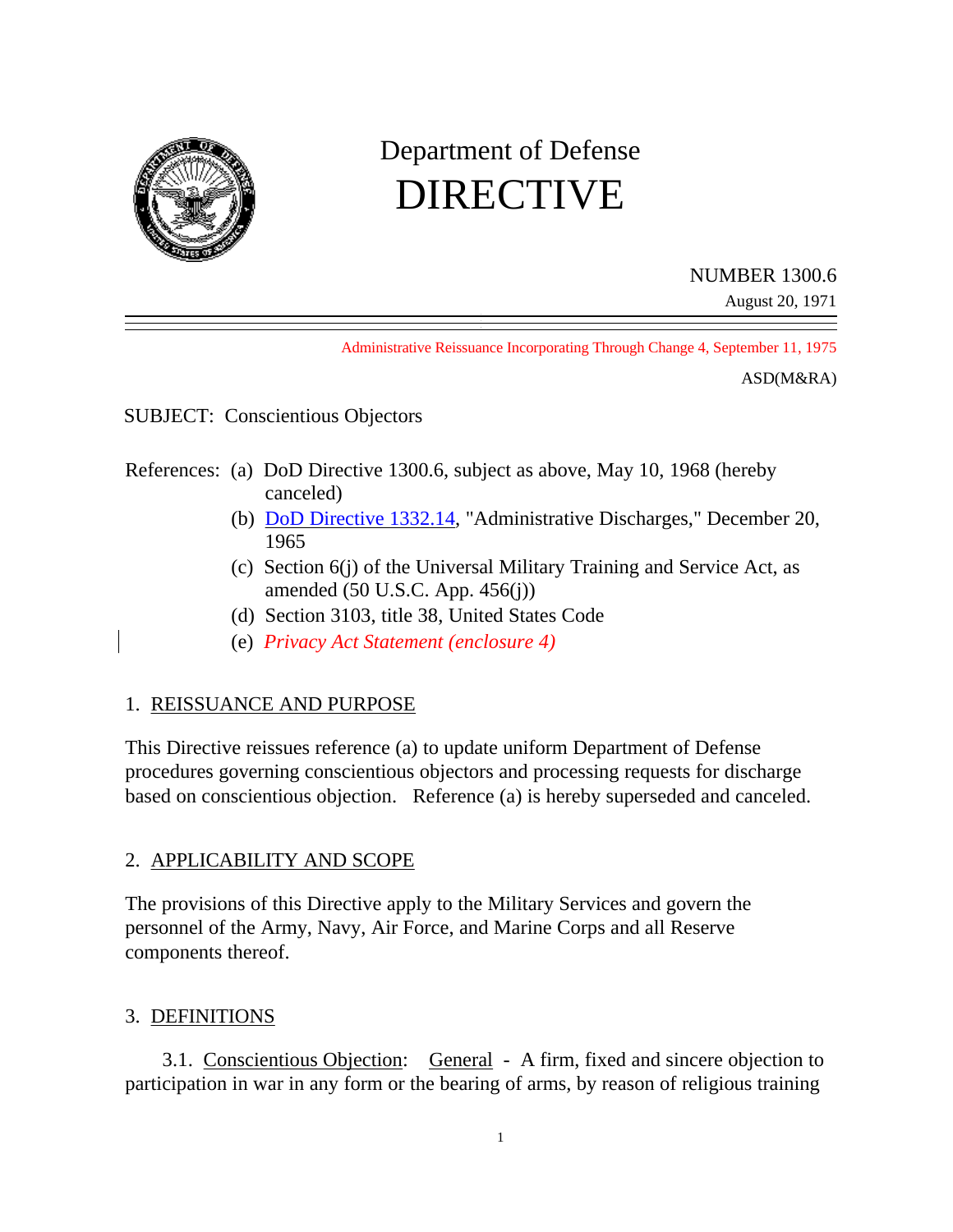# Department of Defense DIRECTIVE

NUMBER 1300.6
August 20, 1971

Administrative Reissuance Incorporating Through Change 4, September 11, 1975

ASD(M&RA)

SUBJECT: Conscientious Objectors

References:
- (a) DoD Directive 1300.6, subject as above, May 10, 1968 (hereby canceled)
- (b) DoD Directive 1332.14, "Administrative Discharges," December 20, 1965
- (c) Section 6(j) of the Universal Military Training and Service Act, as amended (50 U.S.C. App. 456(j))
- (d) Section 3103, title 38, United States Code
- (e) *Privacy Act Statement (enclosure 4)*

## 1. REISSUANCE AND PURPOSE

This Directive reissues reference (a) to update uniform Department of Defense procedures governing conscientious objectors and processing requests for discharge based on conscientious objection. Reference (a) is hereby superseded and canceled.

## 2. APPLICABILITY AND SCOPE

The provisions of this Directive apply to the Military Services and govern the personnel of the Army, Navy, Air Force, and Marine Corps and all Reserve components thereof.

## 3. DEFINITIONS

3.1. Conscientious Objection: General - A firm, fixed and sincere objection to participation in war in any form or the bearing of arms, by reason of religious training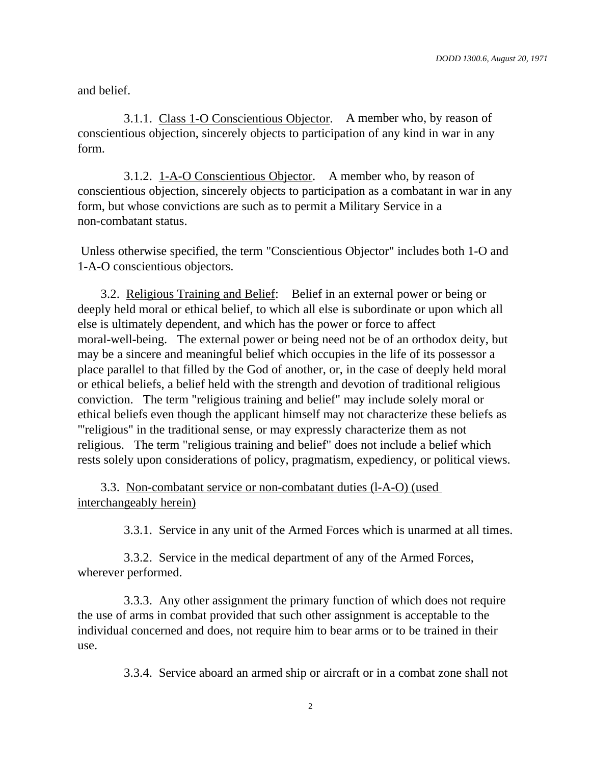and belief.

3.1.1. Class 1-O Conscientious Objector. A member who, by reason of conscientious objection, sincerely objects to participation of any kind in war in any form.

3.1.2. 1-A-O Conscientious Objector. A member who, by reason of conscientious objection, sincerely objects to participation as a combatant in war in any form, but whose convictions are such as to permit a Military Service in a non-combatant status.

Unless otherwise specified, the term "Conscientious Objector" includes both 1-O and 1-A-O conscientious objectors.

3.2. Religious Training and Belief: Belief in an external power or being or deeply held moral or ethical belief, to which all else is subordinate or upon which all else is ultimately dependent, and which has the power or force to affect moral-well-being. The external power or being need not be of an orthodox deity, but may be a sincere and meaningful belief which occupies in the life of its possessor a place parallel to that filled by the God of another, or, in the case of deeply held moral or ethical beliefs, a belief held with the strength and devotion of traditional religious conviction. The term "religious training and belief" may include solely moral or ethical beliefs even though the applicant himself may not characterize these beliefs as "'religious" in the traditional sense, or may expressly characterize them as not religious. The term "religious training and belief" does not include a belief which rests solely upon considerations of policy, pragmatism, expediency, or political views.

3.3. Non-combatant service or non-combatant duties (l-A-O) (used interchangeably herein)

3.3.1. Service in any unit of the Armed Forces which is unarmed at all times.

3.3.2. Service in the medical department of any of the Armed Forces, wherever performed.

3.3.3. Any other assignment the primary function of which does not require the use of arms in combat provided that such other assignment is acceptable to the individual concerned and does, not require him to bear arms or to be trained in their use.

3.3.4. Service aboard an armed ship or aircraft or in a combat zone shall not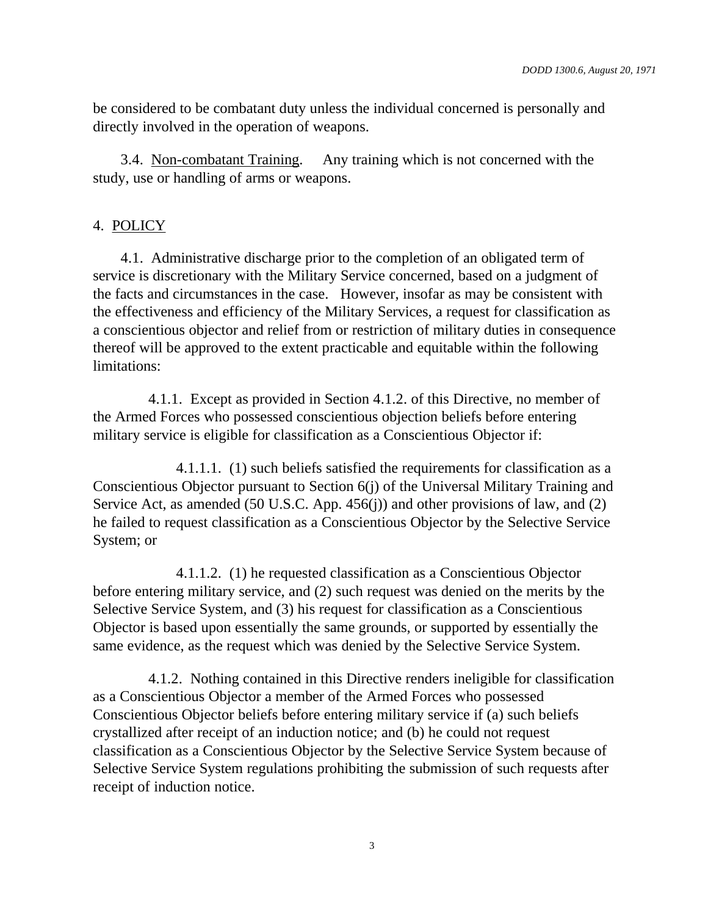be considered to be combatant duty unless the individual concerned is personally and directly involved in the operation of weapons.

3.4. Non-combatant Training. Any training which is not concerned with the study, use or handling of arms or weapons.

## 4. POLICY

4.1. Administrative discharge prior to the completion of an obligated term of service is discretionary with the Military Service concerned, based on a judgment of the facts and circumstances in the case. However, insofar as may be consistent with the effectiveness and efficiency of the Military Services, a request for classification as a conscientious objector and relief from or restriction of military duties in consequence thereof will be approved to the extent practicable and equitable within the following limitations:

4.1.1. Except as provided in Section 4.1.2. of this Directive, no member of the Armed Forces who possessed conscientious objection beliefs before entering military service is eligible for classification as a Conscientious Objector if:

4.1.1.1. (1) such beliefs satisfied the requirements for classification as a Conscientious Objector pursuant to Section 6(j) of the Universal Military Training and Service Act, as amended (50 U.S.C. App. 456(j)) and other provisions of law, and (2) he failed to request classification as a Conscientious Objector by the Selective Service System; or

4.1.1.2. (1) he requested classification as a Conscientious Objector before entering military service, and (2) such request was denied on the merits by the Selective Service System, and (3) his request for classification as a Conscientious Objector is based upon essentially the same grounds, or supported by essentially the same evidence, as the request which was denied by the Selective Service System.

4.1.2. Nothing contained in this Directive renders ineligible for classification as a Conscientious Objector a member of the Armed Forces who possessed Conscientious Objector beliefs before entering military service if (a) such beliefs crystallized after receipt of an induction notice; and (b) he could not request classification as a Conscientious Objector by the Selective Service System because of Selective Service System regulations prohibiting the submission of such requests after receipt of induction notice.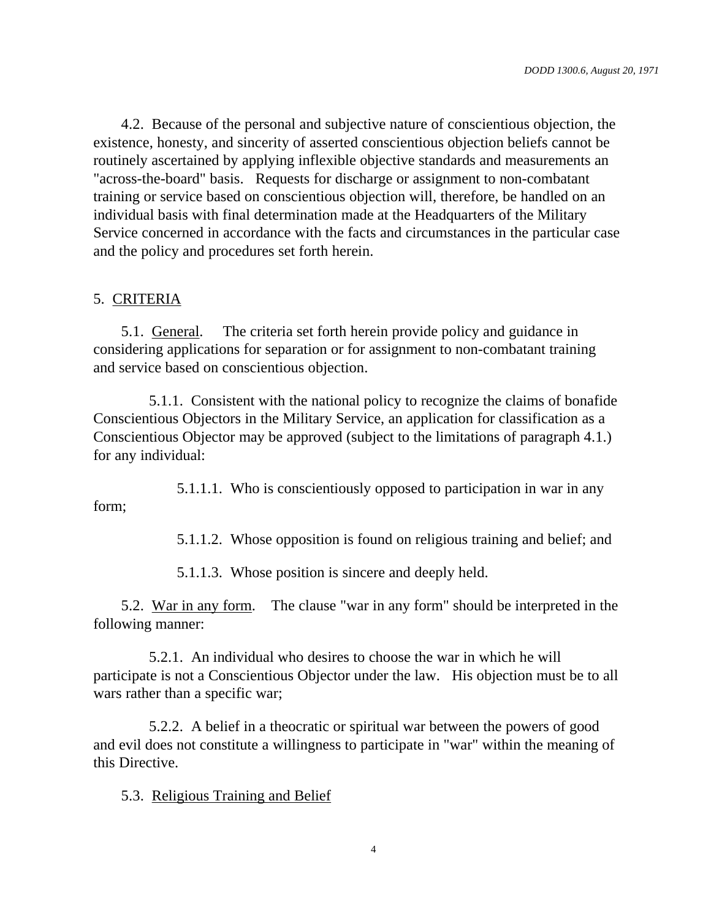4.2. Because of the personal and subjective nature of conscientious objection, the existence, honesty, and sincerity of asserted conscientious objection beliefs cannot be routinely ascertained by applying inflexible objective standards and measurements an "across-the-board" basis. Requests for discharge or assignment to non-combatant training or service based on conscientious objection will, therefore, be handled on an individual basis with final determination made at the Headquarters of the Military Service concerned in accordance with the facts and circumstances in the particular case and the policy and procedures set forth herein.

## 5. CRITERIA

5.1. General. The criteria set forth herein provide policy and guidance in considering applications for separation or for assignment to non-combatant training and service based on conscientious objection.

5.1.1. Consistent with the national policy to recognize the claims of bonafide Conscientious Objectors in the Military Service, an application for classification as a Conscientious Objector may be approved (subject to the limitations of paragraph 4.1.) for any individual:

5.1.1.1. Who is conscientiously opposed to participation in war in any form;

5.1.1.2. Whose opposition is found on religious training and belief; and

5.1.1.3. Whose position is sincere and deeply held.

5.2. War in any form. The clause "war in any form" should be interpreted in the following manner:

5.2.1. An individual who desires to choose the war in which he will participate is not a Conscientious Objector under the law. His objection must be to all wars rather than a specific war;

5.2.2. A belief in a theocratic or spiritual war between the powers of good and evil does not constitute a willingness to participate in "war" within the meaning of this Directive.

5.3. Religious Training and Belief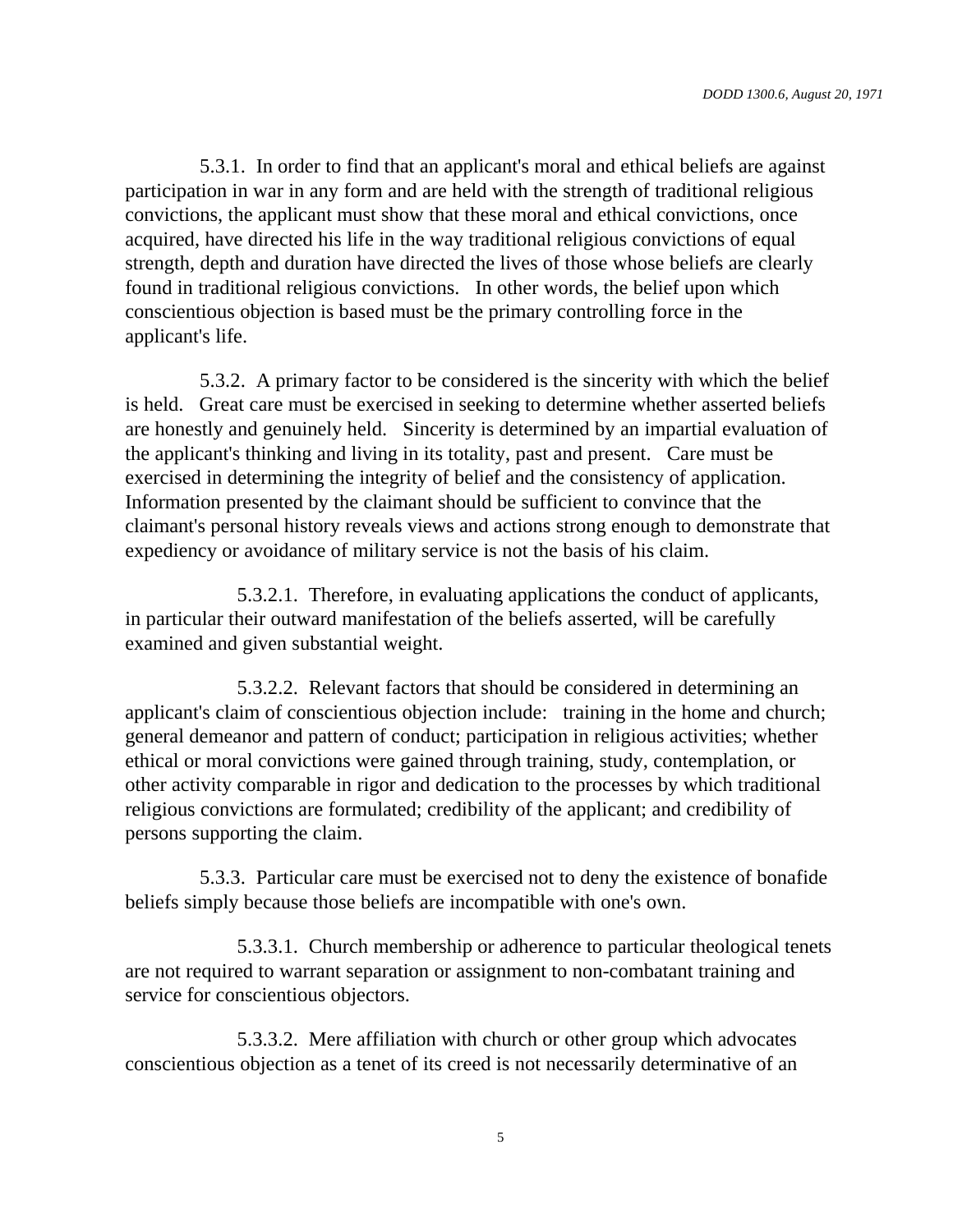5.3.1. In order to find that an applicant's moral and ethical beliefs are against participation in war in any form and are held with the strength of traditional religious convictions, the applicant must show that these moral and ethical convictions, once acquired, have directed his life in the way traditional religious convictions of equal strength, depth and duration have directed the lives of those whose beliefs are clearly found in traditional religious convictions. In other words, the belief upon which conscientious objection is based must be the primary controlling force in the applicant's life.

5.3.2. A primary factor to be considered is the sincerity with which the belief is held. Great care must be exercised in seeking to determine whether asserted beliefs are honestly and genuinely held. Sincerity is determined by an impartial evaluation of the applicant's thinking and living in its totality, past and present. Care must be exercised in determining the integrity of belief and the consistency of application. Information presented by the claimant should be sufficient to convince that the claimant's personal history reveals views and actions strong enough to demonstrate that expediency or avoidance of military service is not the basis of his claim.

5.3.2.1. Therefore, in evaluating applications the conduct of applicants, in particular their outward manifestation of the beliefs asserted, will be carefully examined and given substantial weight.

5.3.2.2. Relevant factors that should be considered in determining an applicant's claim of conscientious objection include: training in the home and church; general demeanor and pattern of conduct; participation in religious activities; whether ethical or moral convictions were gained through training, study, contemplation, or other activity comparable in rigor and dedication to the processes by which traditional religious convictions are formulated; credibility of the applicant; and credibility of persons supporting the claim.

5.3.3. Particular care must be exercised not to deny the existence of bonafide beliefs simply because those beliefs are incompatible with one's own.

5.3.3.1. Church membership or adherence to particular theological tenets are not required to warrant separation or assignment to non-combatant training and service for conscientious objectors.

5.3.3.2. Mere affiliation with church or other group which advocates conscientious objection as a tenet of its creed is not necessarily determinative of an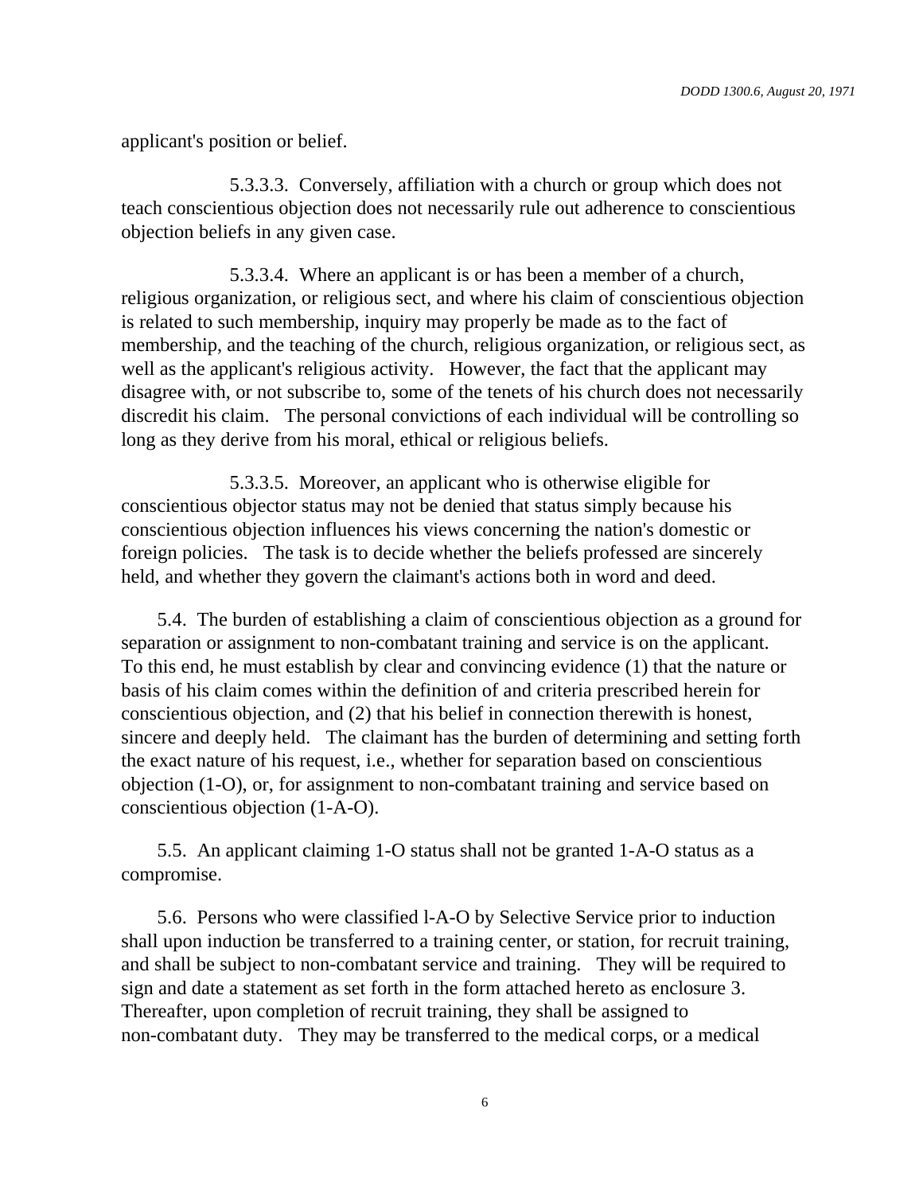applicant's position or belief.

5.3.3.3. Conversely, affiliation with a church or group which does not teach conscientious objection does not necessarily rule out adherence to conscientious objection beliefs in any given case.

5.3.3.4. Where an applicant is or has been a member of a church, religious organization, or religious sect, and where his claim of conscientious objection is related to such membership, inquiry may properly be made as to the fact of membership, and the teaching of the church, religious organization, or religious sect, as well as the applicant's religious activity. However, the fact that the applicant may disagree with, or not subscribe to, some of the tenets of his church does not necessarily discredit his claim. The personal convictions of each individual will be controlling so long as they derive from his moral, ethical or religious beliefs.

5.3.3.5. Moreover, an applicant who is otherwise eligible for conscientious objector status may not be denied that status simply because his conscientious objection influences his views concerning the nation's domestic or foreign policies. The task is to decide whether the beliefs professed are sincerely held, and whether they govern the claimant's actions both in word and deed.

5.4. The burden of establishing a claim of conscientious objection as a ground for separation or assignment to non-combatant training and service is on the applicant. To this end, he must establish by clear and convincing evidence (1) that the nature or basis of his claim comes within the definition of and criteria prescribed herein for conscientious objection, and (2) that his belief in connection therewith is honest, sincere and deeply held. The claimant has the burden of determining and setting forth the exact nature of his request, i.e., whether for separation based on conscientious objection (1-O), or, for assignment to non-combatant training and service based on conscientious objection (1-A-O).

5.5. An applicant claiming 1-O status shall not be granted 1-A-O status as a compromise.

5.6. Persons who were classified l-A-O by Selective Service prior to induction shall upon induction be transferred to a training center, or station, for recruit training, and shall be subject to non-combatant service and training. They will be required to sign and date a statement as set forth in the form attached hereto as enclosure 3. Thereafter, upon completion of recruit training, they shall be assigned to non-combatant duty. They may be transferred to the medical corps, or a medical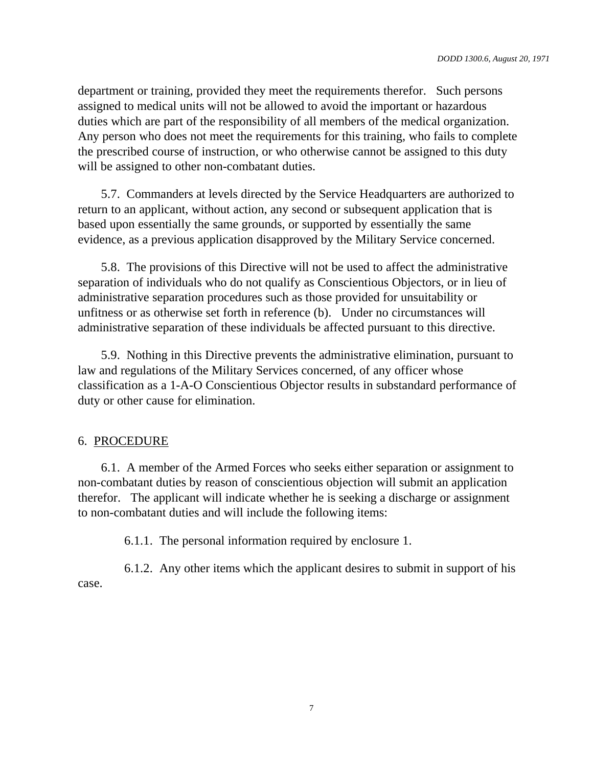department or training, provided they meet the requirements therefor. Such persons assigned to medical units will not be allowed to avoid the important or hazardous duties which are part of the responsibility of all members of the medical organization. Any person who does not meet the requirements for this training, who fails to complete the prescribed course of instruction, or who otherwise cannot be assigned to this duty will be assigned to other non-combatant duties.

5.7. Commanders at levels directed by the Service Headquarters are authorized to return to an applicant, without action, any second or subsequent application that is based upon essentially the same grounds, or supported by essentially the same evidence, as a previous application disapproved by the Military Service concerned.

5.8. The provisions of this Directive will not be used to affect the administrative separation of individuals who do not qualify as Conscientious Objectors, or in lieu of administrative separation procedures such as those provided for unsuitability or unfitness or as otherwise set forth in reference (b). Under no circumstances will administrative separation of these individuals be affected pursuant to this directive.

5.9. Nothing in this Directive prevents the administrative elimination, pursuant to law and regulations of the Military Services concerned, of any officer whose classification as a 1-A-O Conscientious Objector results in substandard performance of duty or other cause for elimination.

## 6. <u>PROCEDURE</u>

6.1. A member of the Armed Forces who seeks either separation or assignment to non-combatant duties by reason of conscientious objection will submit an application therefor. The applicant will indicate whether he is seeking a discharge or assignment to non-combatant duties and will include the following items:

6.1.1. The personal information required by enclosure 1.

6.1.2. Any other items which the applicant desires to submit in support of his case.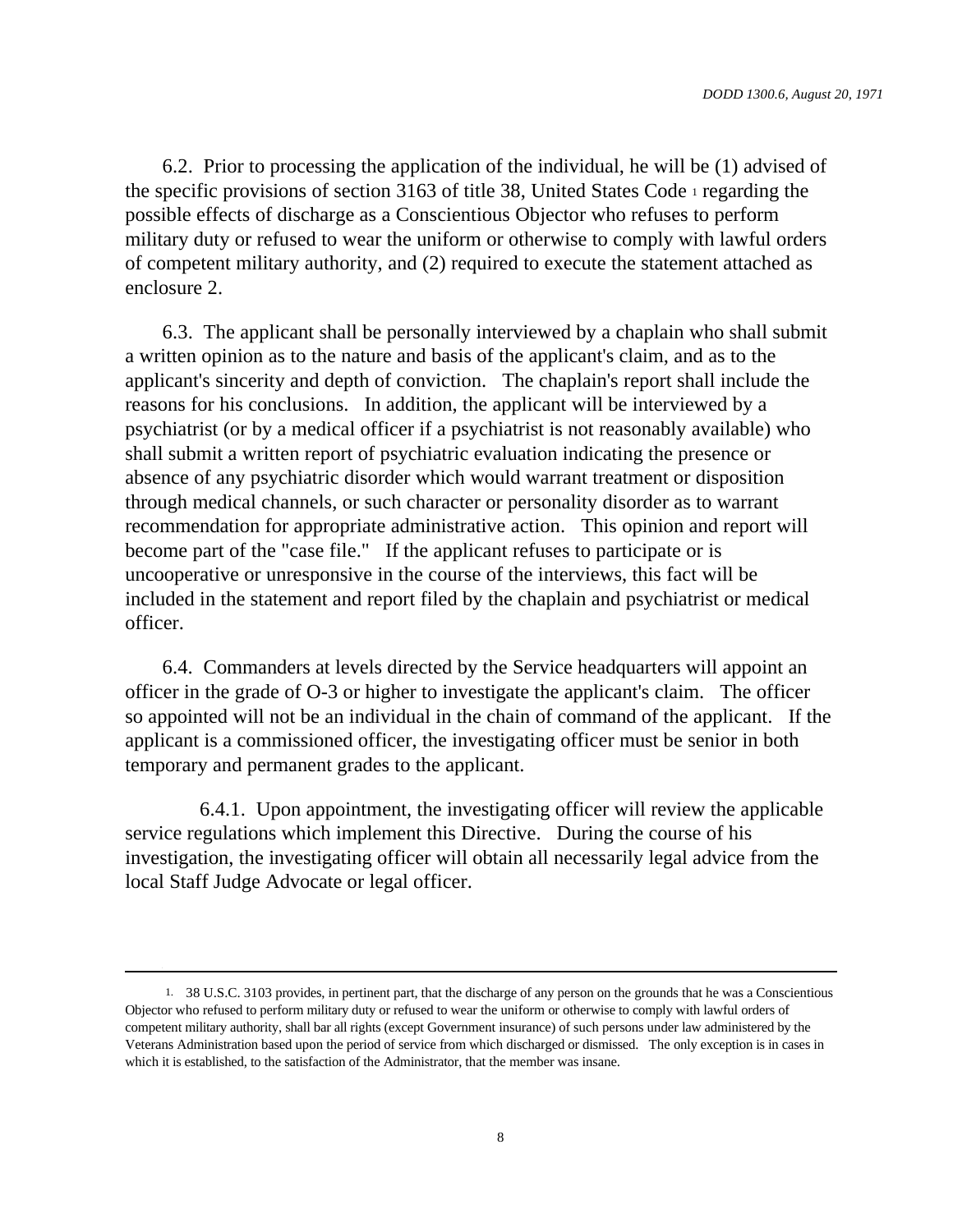6.2. Prior to processing the application of the individual, he will be (1) advised of the specific provisions of section 3163 of title 38, United States Code [1] regarding the possible effects of discharge as a Conscientious Objector who refuses to perform military duty or refused to wear the uniform or otherwise to comply with lawful orders of competent military authority, and (2) required to execute the statement attached as enclosure 2.

6.3. The applicant shall be personally interviewed by a chaplain who shall submit a written opinion as to the nature and basis of the applicant's claim, and as to the applicant's sincerity and depth of conviction. The chaplain's report shall include the reasons for his conclusions. In addition, the applicant will be interviewed by a psychiatrist (or by a medical officer if a psychiatrist is not reasonably available) who shall submit a written report of psychiatric evaluation indicating the presence or absence of any psychiatric disorder which would warrant treatment or disposition through medical channels, or such character or personality disorder as to warrant recommendation for appropriate administrative action. This opinion and report will become part of the "case file." If the applicant refuses to participate or is uncooperative or unresponsive in the course of the interviews, this fact will be included in the statement and report filed by the chaplain and psychiatrist or medical officer.

6.4. Commanders at levels directed by the Service headquarters will appoint an officer in the grade of O-3 or higher to investigate the applicant's claim. The officer so appointed will not be an individual in the chain of command of the applicant. If the applicant is a commissioned officer, the investigating officer must be senior in both temporary and permanent grades to the applicant.

6.4.1. Upon appointment, the investigating officer will review the applicable service regulations which implement this Directive. During the course of his investigation, the investigating officer will obtain all necessarily legal advice from the local Staff Judge Advocate or legal officer.

---

1. 38 U.S.C. 3103 provides, in pertinent part, that the discharge of any person on the grounds that he was a Conscientious Objector who refused to perform military duty or refused to wear the uniform or otherwise to comply with lawful orders of competent military authority, shall bar all rights (except Government insurance) of such persons under law administered by the Veterans Administration based upon the period of service from which discharged or dismissed. The only exception is in cases in which it is established, to the satisfaction of the Administrator, that the member was insane.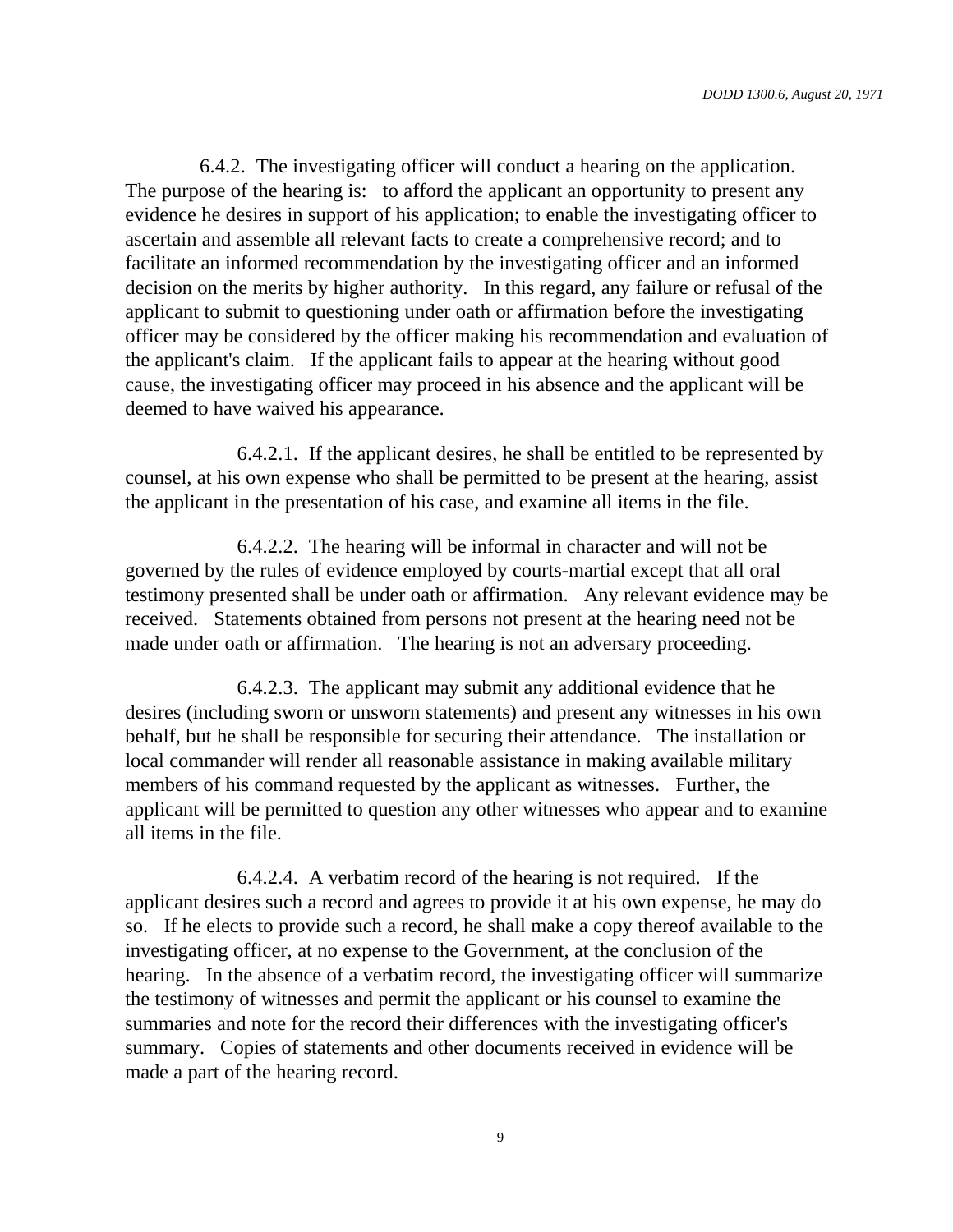6.4.2. The investigating officer will conduct a hearing on the application. The purpose of the hearing is: to afford the applicant an opportunity to present any evidence he desires in support of his application; to enable the investigating officer to ascertain and assemble all relevant facts to create a comprehensive record; and to facilitate an informed recommendation by the investigating officer and an informed decision on the merits by higher authority. In this regard, any failure or refusal of the applicant to submit to questioning under oath or affirmation before the investigating officer may be considered by the officer making his recommendation and evaluation of the applicant's claim. If the applicant fails to appear at the hearing without good cause, the investigating officer may proceed in his absence and the applicant will be deemed to have waived his appearance.

6.4.2.1. If the applicant desires, he shall be entitled to be represented by counsel, at his own expense who shall be permitted to be present at the hearing, assist the applicant in the presentation of his case, and examine all items in the file.

6.4.2.2. The hearing will be informal in character and will not be governed by the rules of evidence employed by courts-martial except that all oral testimony presented shall be under oath or affirmation. Any relevant evidence may be received. Statements obtained from persons not present at the hearing need not be made under oath or affirmation. The hearing is not an adversary proceeding.

6.4.2.3. The applicant may submit any additional evidence that he desires (including sworn or unsworn statements) and present any witnesses in his own behalf, but he shall be responsible for securing their attendance. The installation or local commander will render all reasonable assistance in making available military members of his command requested by the applicant as witnesses. Further, the applicant will be permitted to question any other witnesses who appear and to examine all items in the file.

6.4.2.4. A verbatim record of the hearing is not required. If the applicant desires such a record and agrees to provide it at his own expense, he may do so. If he elects to provide such a record, he shall make a copy thereof available to the investigating officer, at no expense to the Government, at the conclusion of the hearing. In the absence of a verbatim record, the investigating officer will summarize the testimony of witnesses and permit the applicant or his counsel to examine the summaries and note for the record their differences with the investigating officer's summary. Copies of statements and other documents received in evidence will be made a part of the hearing record.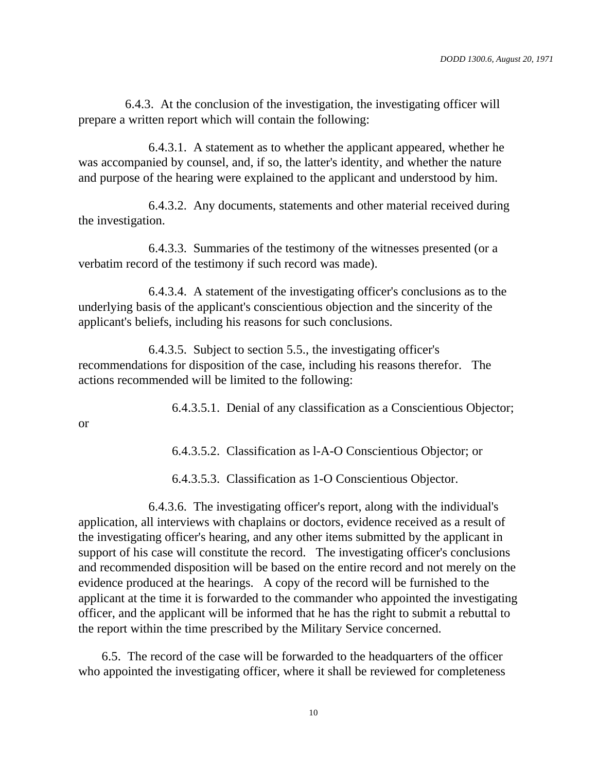6.4.3. At the conclusion of the investigation, the investigating officer will prepare a written report which will contain the following:

6.4.3.1. A statement as to whether the applicant appeared, whether he was accompanied by counsel, and, if so, the latter's identity, and whether the nature and purpose of the hearing were explained to the applicant and understood by him.

6.4.3.2. Any documents, statements and other material received during the investigation.

6.4.3.3. Summaries of the testimony of the witnesses presented (or a verbatim record of the testimony if such record was made).

6.4.3.4. A statement of the investigating officer's conclusions as to the underlying basis of the applicant's conscientious objection and the sincerity of the applicant's beliefs, including his reasons for such conclusions.

6.4.3.5. Subject to section 5.5., the investigating officer's recommendations for disposition of the case, including his reasons therefor. The actions recommended will be limited to the following:

6.4.3.5.1. Denial of any classification as a Conscientious Objector; or

6.4.3.5.2. Classification as l-A-O Conscientious Objector; or

6.4.3.5.3. Classification as 1-O Conscientious Objector.

6.4.3.6. The investigating officer's report, along with the individual's application, all interviews with chaplains or doctors, evidence received as a result of the investigating officer's hearing, and any other items submitted by the applicant in support of his case will constitute the record. The investigating officer's conclusions and recommended disposition will be based on the entire record and not merely on the evidence produced at the hearings. A copy of the record will be furnished to the applicant at the time it is forwarded to the commander who appointed the investigating officer, and the applicant will be informed that he has the right to submit a rebuttal to the report within the time prescribed by the Military Service concerned.

6.5. The record of the case will be forwarded to the headquarters of the officer who appointed the investigating officer, where it shall be reviewed for completeness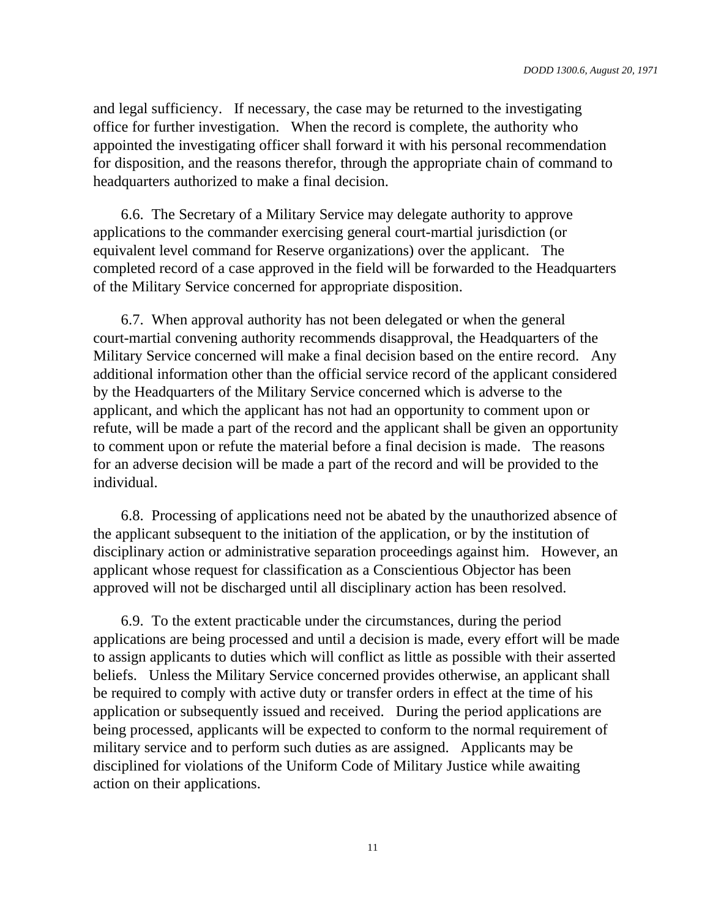and legal sufficiency. If necessary, the case may be returned to the investigating office for further investigation. When the record is complete, the authority who appointed the investigating officer shall forward it with his personal recommendation for disposition, and the reasons therefor, through the appropriate chain of command to headquarters authorized to make a final decision.

6.6. The Secretary of a Military Service may delegate authority to approve applications to the commander exercising general court-martial jurisdiction (or equivalent level command for Reserve organizations) over the applicant. The completed record of a case approved in the field will be forwarded to the Headquarters of the Military Service concerned for appropriate disposition.

6.7. When approval authority has not been delegated or when the general court-martial convening authority recommends disapproval, the Headquarters of the Military Service concerned will make a final decision based on the entire record. Any additional information other than the official service record of the applicant considered by the Headquarters of the Military Service concerned which is adverse to the applicant, and which the applicant has not had an opportunity to comment upon or refute, will be made a part of the record and the applicant shall be given an opportunity to comment upon or refute the material before a final decision is made. The reasons for an adverse decision will be made a part of the record and will be provided to the individual.

6.8. Processing of applications need not be abated by the unauthorized absence of the applicant subsequent to the initiation of the application, or by the institution of disciplinary action or administrative separation proceedings against him. However, an applicant whose request for classification as a Conscientious Objector has been approved will not be discharged until all disciplinary action has been resolved.

6.9. To the extent practicable under the circumstances, during the period applications are being processed and until a decision is made, every effort will be made to assign applicants to duties which will conflict as little as possible with their asserted beliefs. Unless the Military Service concerned provides otherwise, an applicant shall be required to comply with active duty or transfer orders in effect at the time of his application or subsequently issued and received. During the period applications are being processed, applicants will be expected to conform to the normal requirement of military service and to perform such duties as are assigned. Applicants may be disciplined for violations of the Uniform Code of Military Justice while awaiting action on their applications.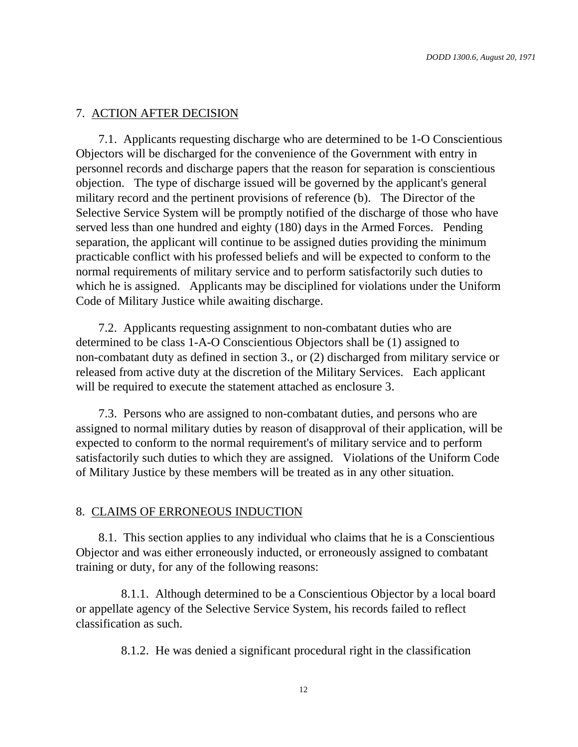## 7. ACTION AFTER DECISION

7.1. Applicants requesting discharge who are determined to be 1-O Conscientious Objectors will be discharged for the convenience of the Government with entry in personnel records and discharge papers that the reason for separation is conscientious objection. The type of discharge issued will be governed by the applicant's general military record and the pertinent provisions of reference (b). The Director of the Selective Service System will be promptly notified of the discharge of those who have served less than one hundred and eighty (180) days in the Armed Forces. Pending separation, the applicant will continue to be assigned duties providing the minimum practicable conflict with his professed beliefs and will be expected to conform to the normal requirements of military service and to perform satisfactorily such duties to which he is assigned. Applicants may be disciplined for violations under the Uniform Code of Military Justice while awaiting discharge.

7.2. Applicants requesting assignment to non-combatant duties who are determined to be class 1-A-O Conscientious Objectors shall be (1) assigned to non-combatant duty as defined in section 3., or (2) discharged from military service or released from active duty at the discretion of the Military Services. Each applicant will be required to execute the statement attached as enclosure 3.

7.3. Persons who are assigned to non-combatant duties, and persons who are assigned to normal military duties by reason of disapproval of their application, will be expected to conform to the normal requirement's of military service and to perform satisfactorily such duties to which they are assigned. Violations of the Uniform Code of Military Justice by these members will be treated as in any other situation.

## 8. CLAIMS OF ERRONEOUS INDUCTION

8.1. This section applies to any individual who claims that he is a Conscientious Objector and was either erroneously inducted, or erroneously assigned to combatant training or duty, for any of the following reasons:

8.1.1. Although determined to be a Conscientious Objector by a local board or appellate agency of the Selective Service System, his records failed to reflect classification as such.

8.1.2. He was denied a significant procedural right in the classification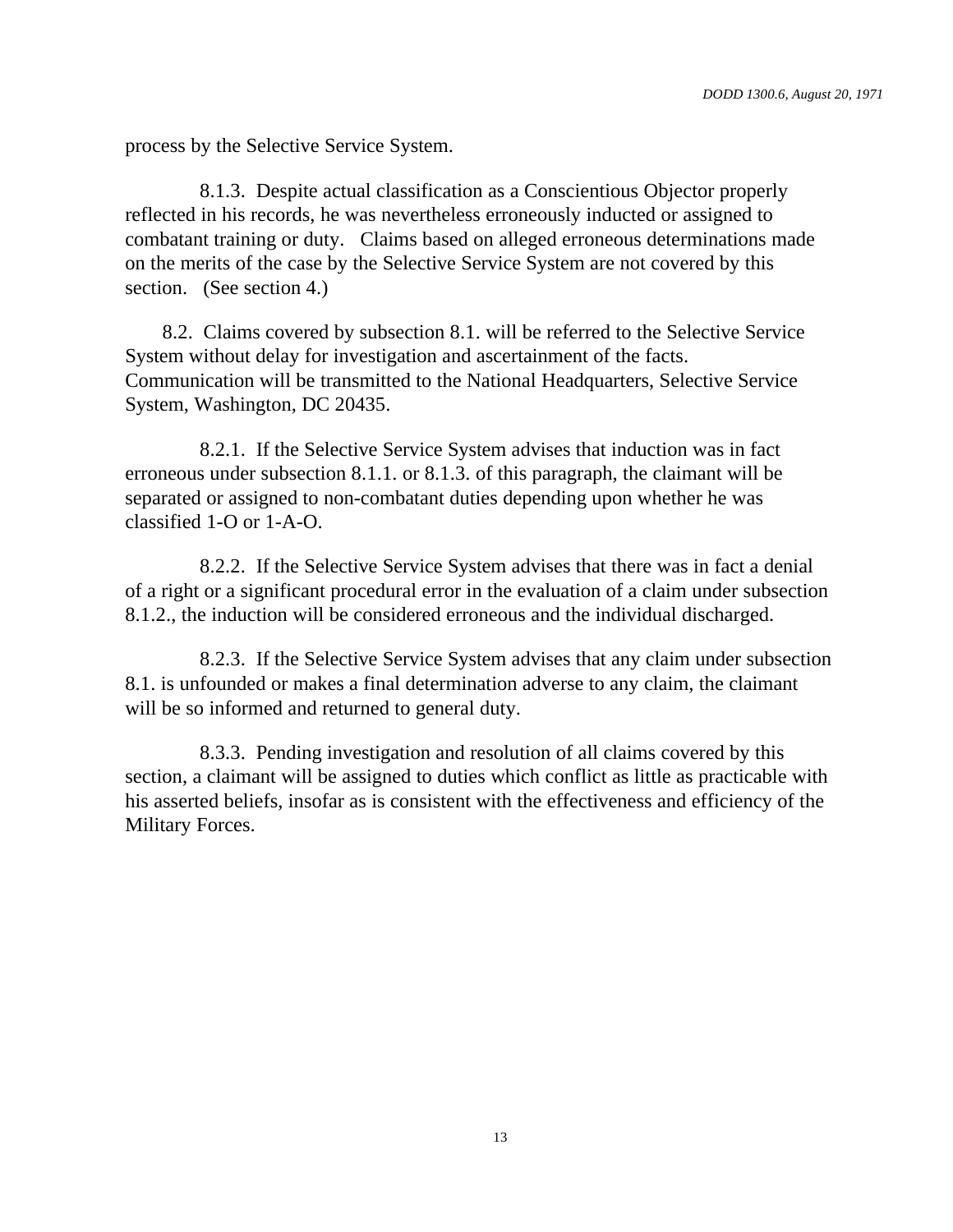process by the Selective Service System.

8.1.3. Despite actual classification as a Conscientious Objector properly reflected in his records, he was nevertheless erroneously inducted or assigned to combatant training or duty. Claims based on alleged erroneous determinations made on the merits of the case by the Selective Service System are not covered by this section. (See section 4.)

8.2. Claims covered by subsection 8.1. will be referred to the Selective Service System without delay for investigation and ascertainment of the facts. Communication will be transmitted to the National Headquarters, Selective Service System, Washington, DC 20435.

8.2.1. If the Selective Service System advises that induction was in fact erroneous under subsection 8.1.1. or 8.1.3. of this paragraph, the claimant will be separated or assigned to non-combatant duties depending upon whether he was classified 1-O or 1-A-O.

8.2.2. If the Selective Service System advises that there was in fact a denial of a right or a significant procedural error in the evaluation of a claim under subsection 8.1.2., the induction will be considered erroneous and the individual discharged.

8.2.3. If the Selective Service System advises that any claim under subsection 8.1. is unfounded or makes a final determination adverse to any claim, the claimant will be so informed and returned to general duty.

8.3.3. Pending investigation and resolution of all claims covered by this section, a claimant will be assigned to duties which conflict as little as practicable with his asserted beliefs, insofar as is consistent with the effectiveness and efficiency of the Military Forces.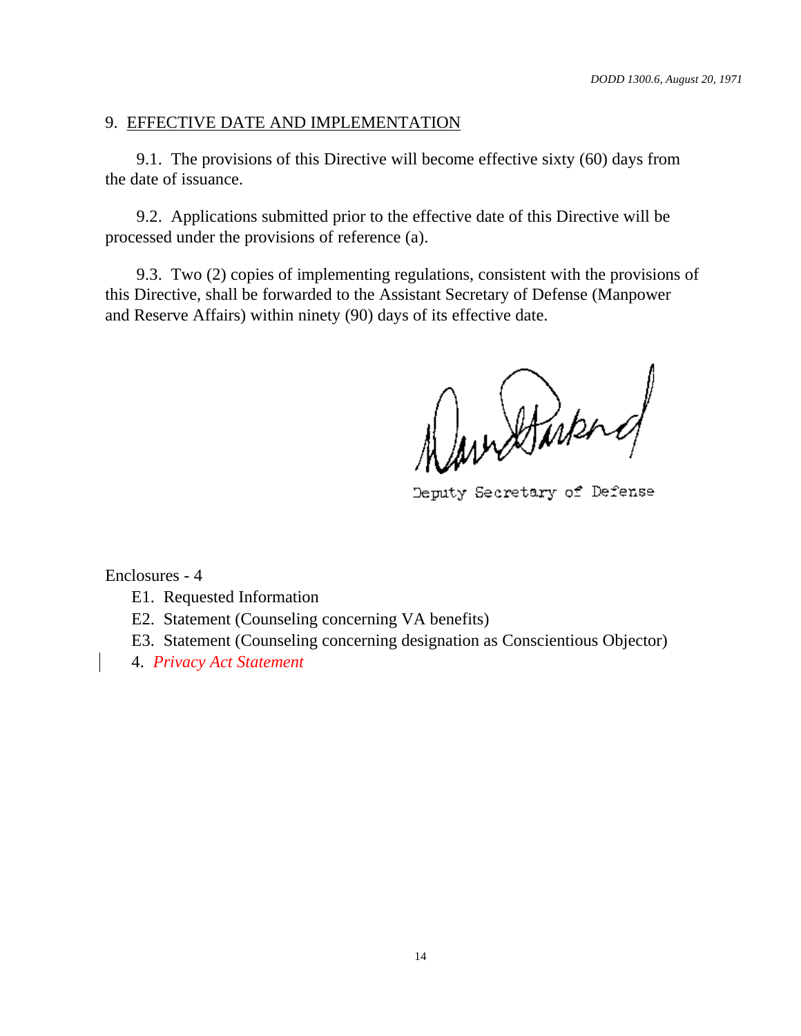## 9. EFFECTIVE DATE AND IMPLEMENTATION

9.1. The provisions of this Directive will become effective sixty (60) days from the date of issuance.

9.2. Applications submitted prior to the effective date of this Directive will be processed under the provisions of reference (a).

9.3. Two (2) copies of implementing regulations, consistent with the provisions of this Directive, shall be forwarded to the Assistant Secretary of Defense (Manpower and Reserve Affairs) within ninety (90) days of its effective date.

Deputy Secretary of Defense

Enclosures - 4

- E1. Requested Information
- E2. Statement (Counseling concerning VA benefits)
- E3. Statement (Counseling concerning designation as Conscientious Objector)
- 4. *Privacy Act Statement*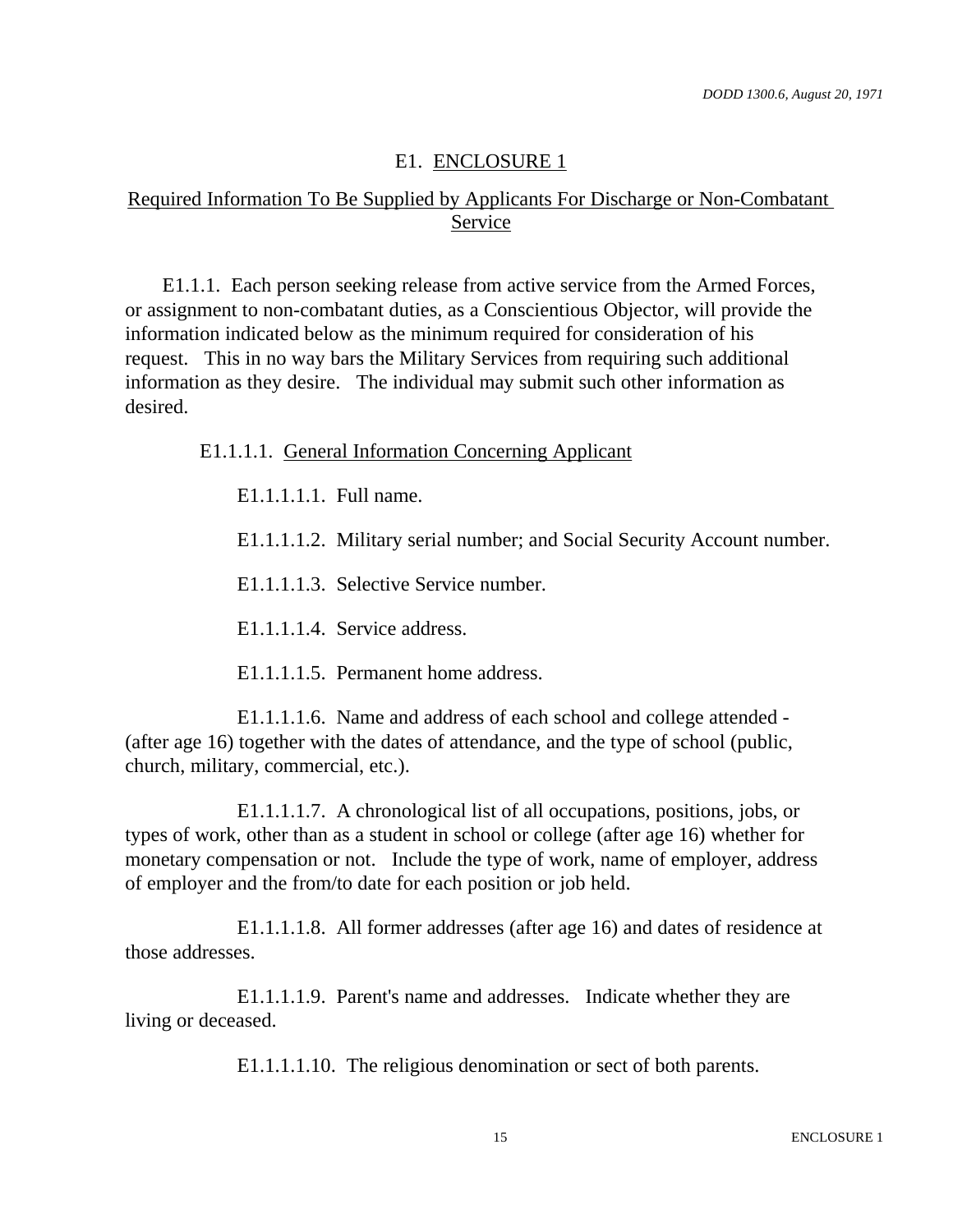# E1. ENCLOSURE 1

## Required Information To Be Supplied by Applicants For Discharge or Non-Combatant Service

E1.1.1. Each person seeking release from active service from the Armed Forces, or assignment to non-combatant duties, as a Conscientious Objector, will provide the information indicated below as the minimum required for consideration of his request. This in no way bars the Military Services from requiring such additional information as they desire. The individual may submit such other information as desired.

E1.1.1.1. General Information Concerning Applicant

E1.1.1.1.1. Full name.

E1.1.1.1.2. Military serial number; and Social Security Account number.

E1.1.1.1.3. Selective Service number.

E1.1.1.1.4. Service address.

E1.1.1.1.5. Permanent home address.

E1.1.1.1.6. Name and address of each school and college attended - (after age 16) together with the dates of attendance, and the type of school (public, church, military, commercial, etc.).

E1.1.1.1.7. A chronological list of all occupations, positions, jobs, or types of work, other than as a student in school or college (after age 16) whether for monetary compensation or not. Include the type of work, name of employer, address of employer and the from/to date for each position or job held.

E1.1.1.1.8. All former addresses (after age 16) and dates of residence at those addresses.

E1.1.1.1.9. Parent's name and addresses. Indicate whether they are living or deceased.

E1.1.1.1.10. The religious denomination or sect of both parents.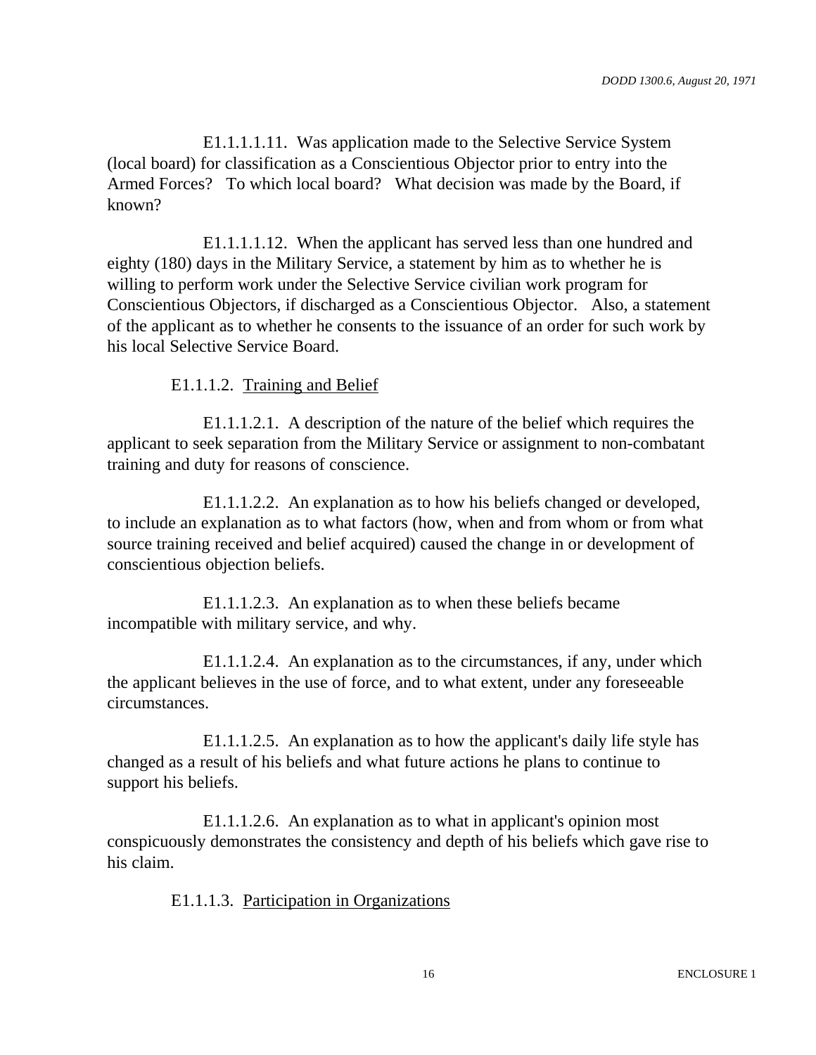E1.1.1.1.11. Was application made to the Selective Service System (local board) for classification as a Conscientious Objector prior to entry into the Armed Forces? To which local board? What decision was made by the Board, if known?

E1.1.1.1.12. When the applicant has served less than one hundred and eighty (180) days in the Military Service, a statement by him as to whether he is willing to perform work under the Selective Service civilian work program for Conscientious Objectors, if discharged as a Conscientious Objector. Also, a statement of the applicant as to whether he consents to the issuance of an order for such work by his local Selective Service Board.

E1.1.1.2. Training and Belief

E1.1.1.2.1. A description of the nature of the belief which requires the applicant to seek separation from the Military Service or assignment to non-combatant training and duty for reasons of conscience.

E1.1.1.2.2. An explanation as to how his beliefs changed or developed, to include an explanation as to what factors (how, when and from whom or from what source training received and belief acquired) caused the change in or development of conscientious objection beliefs.

E1.1.1.2.3. An explanation as to when these beliefs became incompatible with military service, and why.

E1.1.1.2.4. An explanation as to the circumstances, if any, under which the applicant believes in the use of force, and to what extent, under any foreseeable circumstances.

E1.1.1.2.5. An explanation as to how the applicant's daily life style has changed as a result of his beliefs and what future actions he plans to continue to support his beliefs.

E1.1.1.2.6. An explanation as to what in applicant's opinion most conspicuously demonstrates the consistency and depth of his beliefs which gave rise to his claim.

E1.1.1.3. Participation in Organizations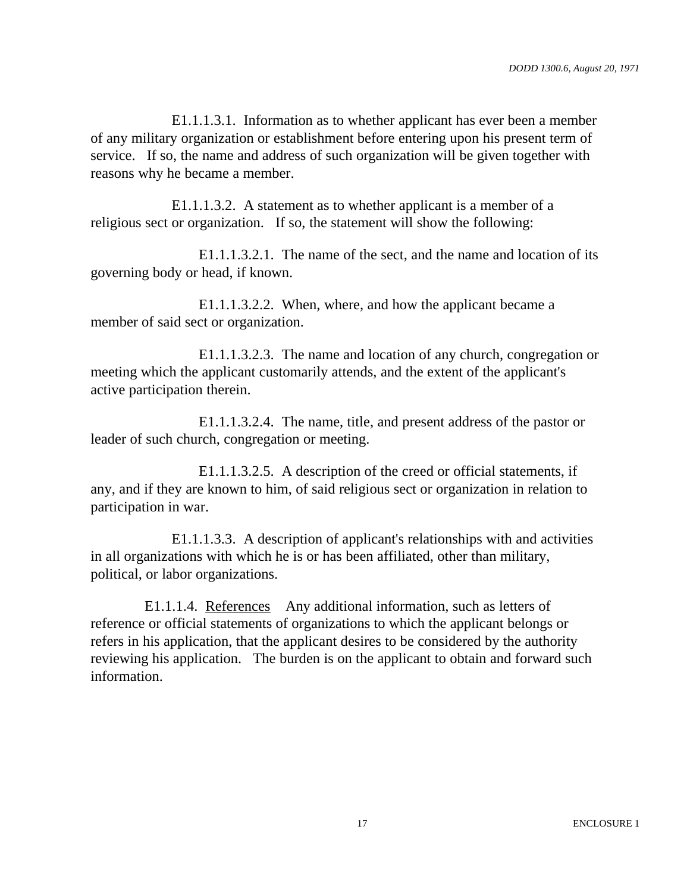E1.1.1.3.1. Information as to whether applicant has ever been a member of any military organization or establishment before entering upon his present term of service. If so, the name and address of such organization will be given together with reasons why he became a member.

E1.1.1.3.2. A statement as to whether applicant is a member of a religious sect or organization. If so, the statement will show the following:

E1.1.1.3.2.1. The name of the sect, and the name and location of its governing body or head, if known.

E1.1.1.3.2.2. When, where, and how the applicant became a member of said sect or organization.

E1.1.1.3.2.3. The name and location of any church, congregation or meeting which the applicant customarily attends, and the extent of the applicant's active participation therein.

E1.1.1.3.2.4. The name, title, and present address of the pastor or leader of such church, congregation or meeting.

E1.1.1.3.2.5. A description of the creed or official statements, if any, and if they are known to him, of said religious sect or organization in relation to participation in war.

E1.1.1.3.3. A description of applicant's relationships with and activities in all organizations with which he is or has been affiliated, other than military, political, or labor organizations.

E1.1.1.4. References Any additional information, such as letters of reference or official statements of organizations to which the applicant belongs or refers in his application, that the applicant desires to be considered by the authority reviewing his application. The burden is on the applicant to obtain and forward such information.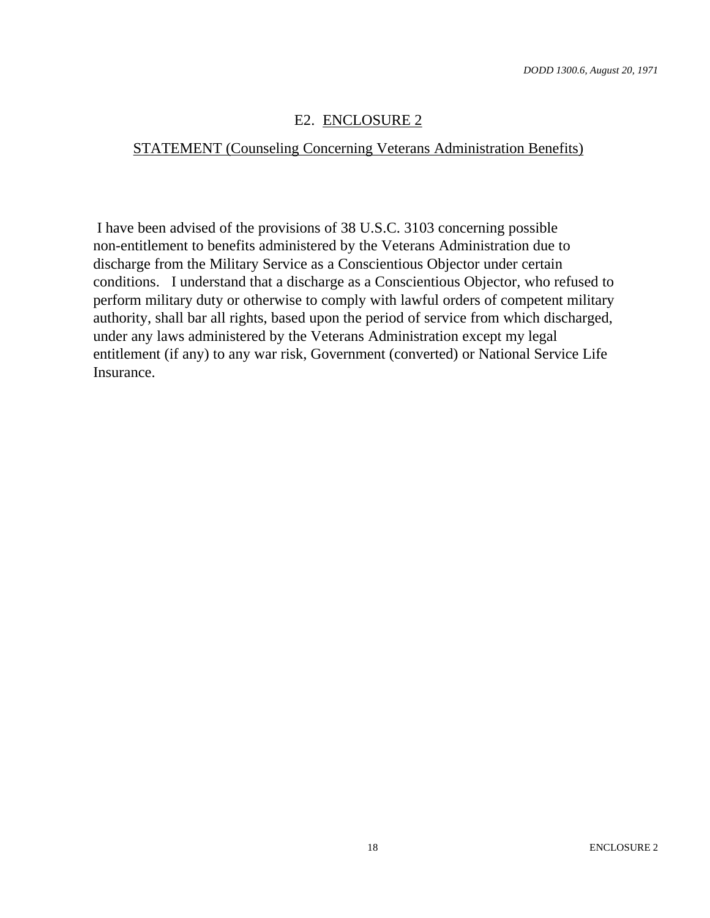## E2. ENCLOSURE 2

### STATEMENT (Counseling Concerning Veterans Administration Benefits)

I have been advised of the provisions of 38 U.S.C. 3103 concerning possible non-entitlement to benefits administered by the Veterans Administration due to discharge from the Military Service as a Conscientious Objector under certain conditions. I understand that a discharge as a Conscientious Objector, who refused to perform military duty or otherwise to comply with lawful orders of competent military authority, shall bar all rights, based upon the period of service from which discharged, under any laws administered by the Veterans Administration except my legal entitlement (if any) to any war risk, Government (converted) or National Service Life Insurance.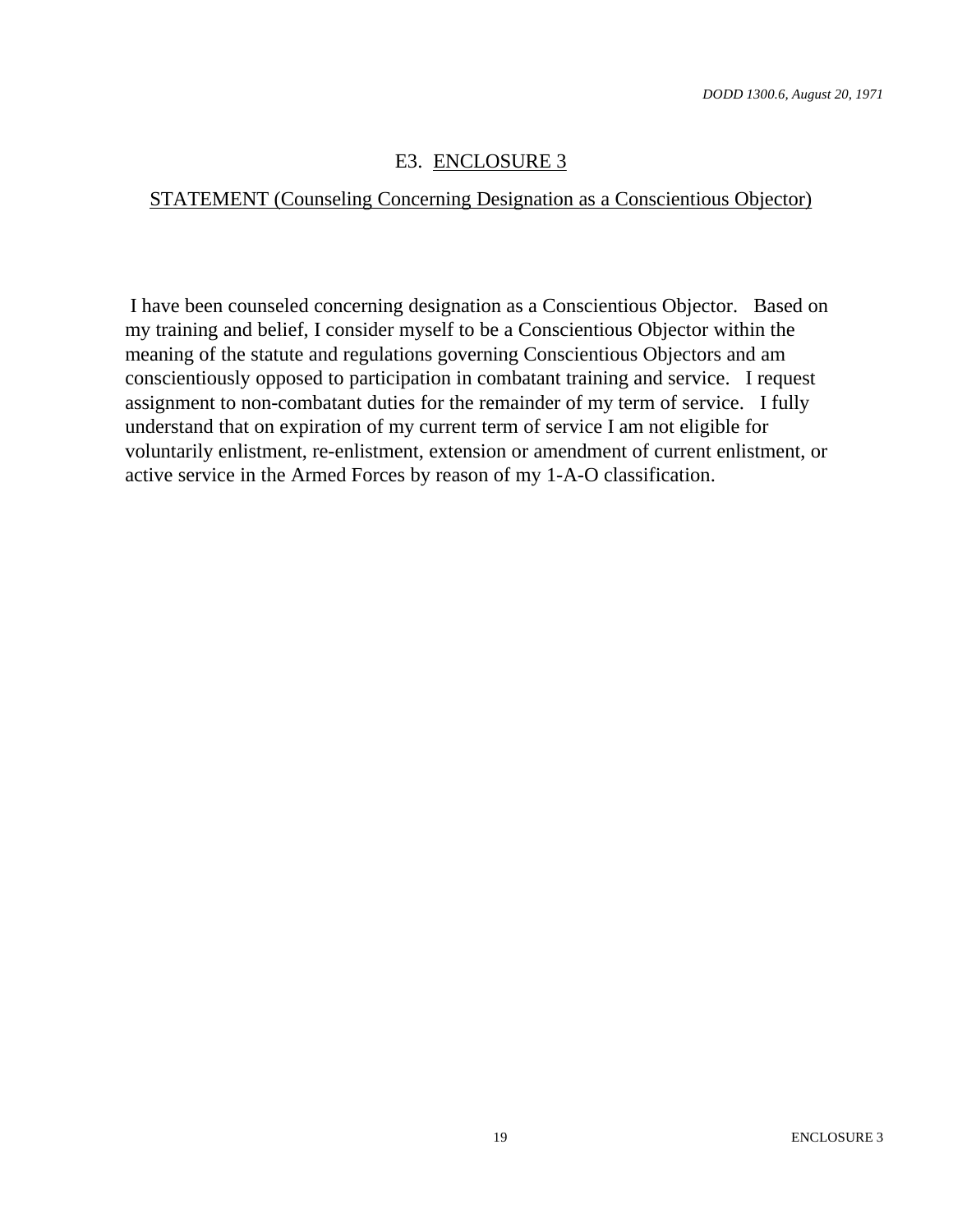## E3. ENCLOSURE 3

### STATEMENT (Counseling Concerning Designation as a Conscientious Objector)

I have been counseled concerning designation as a Conscientious Objector. Based on my training and belief, I consider myself to be a Conscientious Objector within the meaning of the statute and regulations governing Conscientious Objectors and am conscientiously opposed to participation in combatant training and service. I request assignment to non-combatant duties for the remainder of my term of service. I fully understand that on expiration of my current term of service I am not eligible for voluntarily enlistment, re-enlistment, extension or amendment of current enlistment, or active service in the Armed Forces by reason of my 1-A-O classification.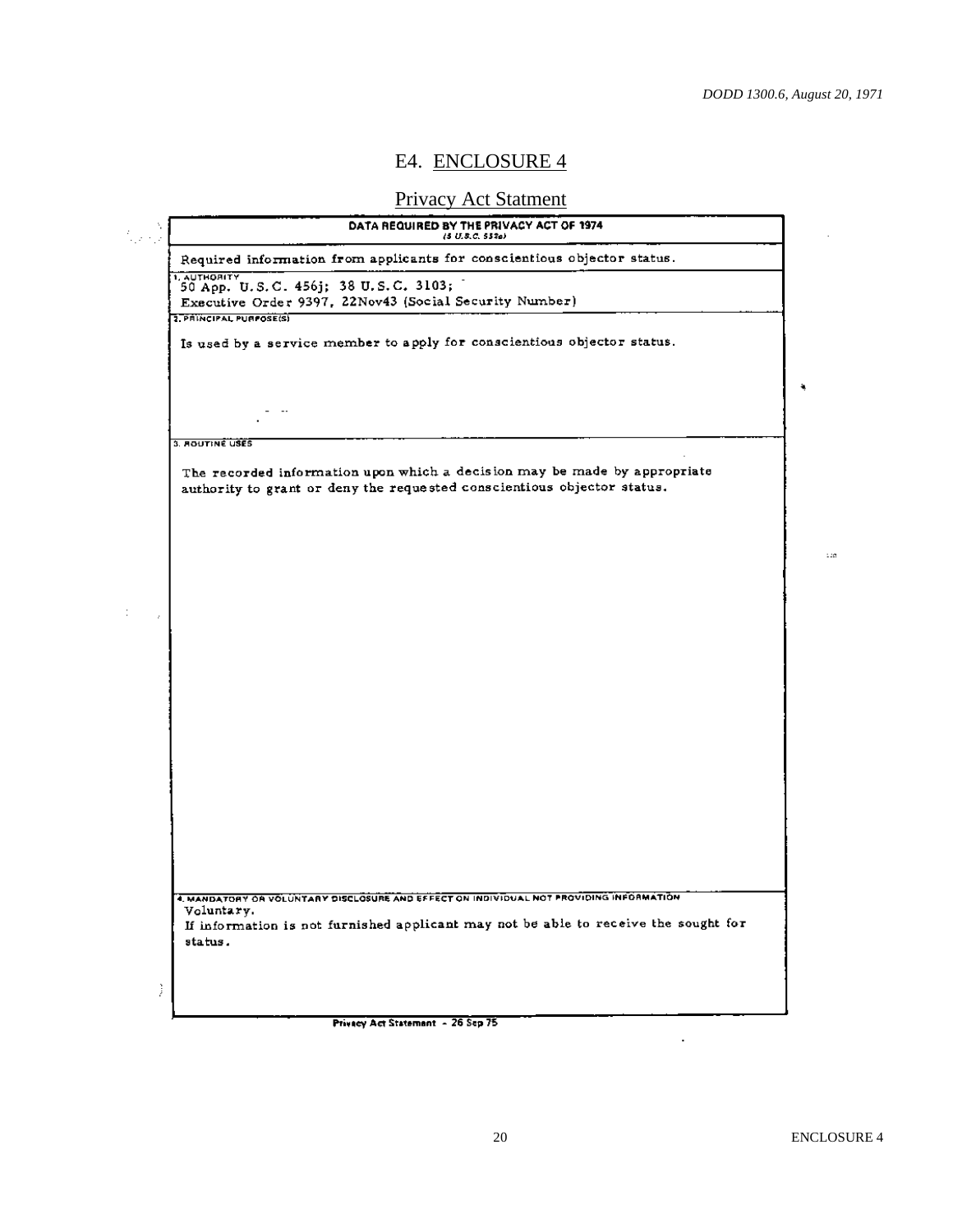# E4. ENCLOSURE 4

## Privacy Act Statment

**DATA REQUIRED BY THE PRIVACY ACT OF 1974**
*(5 U.S.C. 552a)*

Required information from applicants for conscientious objector status.

**1. AUTHORITY**

50 App. U.S.C. 456j; 38 U.S.C. 3103;
Executive Order 9397, 22Nov43 (Social Security Number)

**2. PRINCIPAL PURPOSE(S)**

Is used by a service member to apply for conscientious objector status.

**3. ROUTINE USES**

The recorded information upon which a decision may be made by appropriate authority to grant or deny the requested conscientious objector status.

**4. MANDATORY OR VOLUNTARY DISCLOSURE AND EFFECT ON INDIVIDUAL NOT PROVIDING INFORMATION**

Voluntary.
If information is not furnished applicant may not be able to receive the sought for status.

Privacy Act Statement - 26 Sep 75